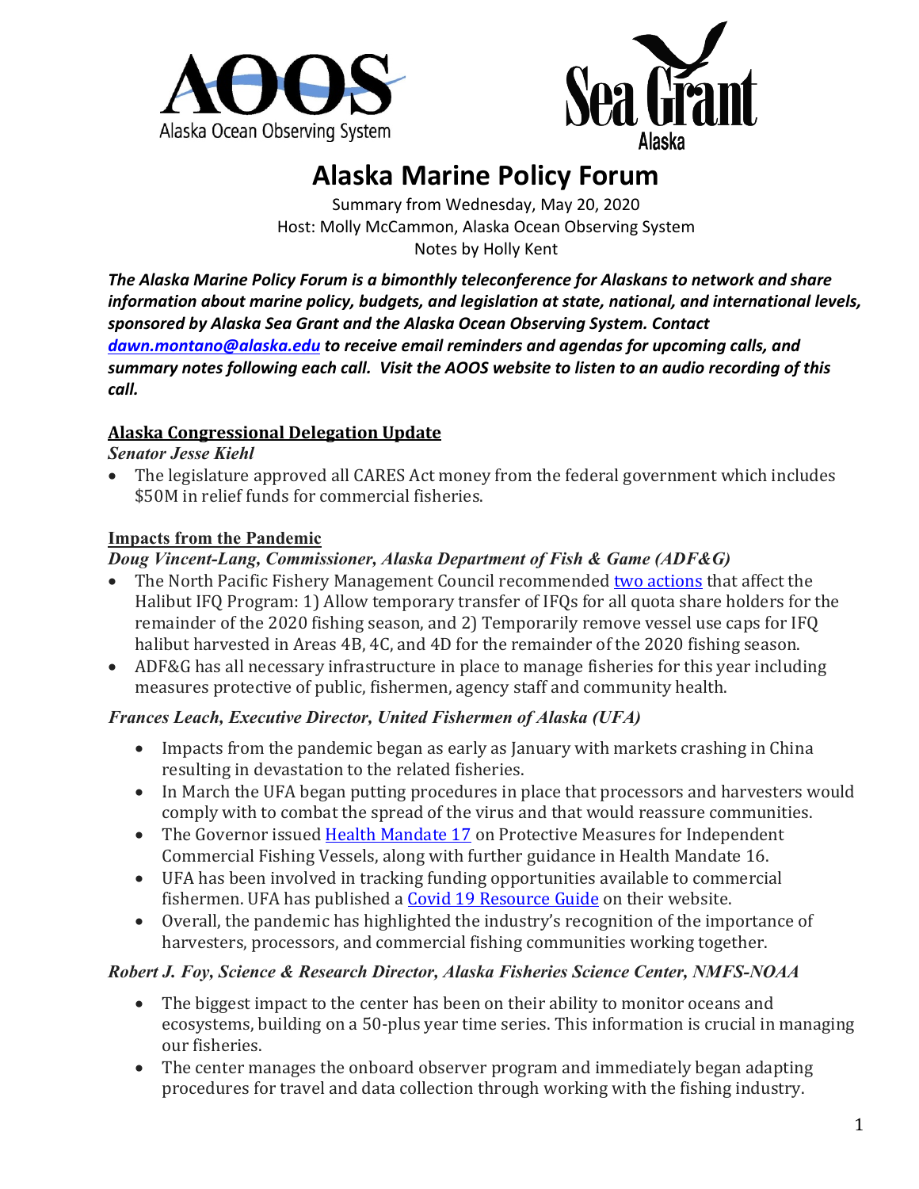# Alaska Marine Policy Forum

Summary from Wednesday, May 20, 2020
Host: Molly McCammon, Alaska Ocean Observing System
Notes by Holly Kent

***The Alaska Marine Policy Forum is a bimonthly teleconference for Alaskans to network and share information about marine policy, budgets, and legislation at state, national, and international levels, sponsored by Alaska Sea Grant and the Alaska Ocean Observing System. Contact [dawn.montano@alaska.edu](mailto:dawn.montano@alaska.edu) to receive email reminders and agendas for upcoming calls, and summary notes following each call. Visit the AOOS website to listen to an audio recording of this call.***

## Alaska Congressional Delegation Update

***Senator Jesse Kiehl***

- The legislature approved all CARES Act money from the federal government which includes $50M in relief funds for commercial fisheries.

## Impacts from the Pandemic

***Doug Vincent-Lang, Commissioner, Alaska Department of Fish & Game (ADF&G)***

- The North Pacific Fishery Management Council recommended [two actions](#) that affect the Halibut IFQ Program: 1) Allow temporary transfer of IFQs for all quota share holders for the remainder of the 2020 fishing season, and 2) Temporarily remove vessel use caps for IFQ halibut harvested in Areas 4B, 4C, and 4D for the remainder of the 2020 fishing season.
- ADF&G has all necessary infrastructure in place to manage fisheries for this year including measures protective of public, fishermen, agency staff and community health.

***Frances Leach, Executive Director, United Fishermen of Alaska (UFA)***

- Impacts from the pandemic began as early as January with markets crashing in China resulting in devastation to the related fisheries.
- In March the UFA began putting procedures in place that processors and harvesters would comply with to combat the spread of the virus and that would reassure communities.
- The Governor issued [Health Mandate 17](#) on Protective Measures for Independent Commercial Fishing Vessels, along with further guidance in Health Mandate 16.
- UFA has been involved in tracking funding opportunities available to commercial fishermen. UFA has published a [Covid 19 Resource Guide](#) on their website.
- Overall, the pandemic has highlighted the industry's recognition of the importance of harvesters, processors, and commercial fishing communities working together.

***Robert J. Foy, Science & Research Director, Alaska Fisheries Science Center, NMFS-NOAA***

- The biggest impact to the center has been on their ability to monitor oceans and ecosystems, building on a 50-plus year time series. This information is crucial in managing our fisheries.
- The center manages the onboard observer program and immediately began adapting procedures for travel and data collection through working with the fishing industry.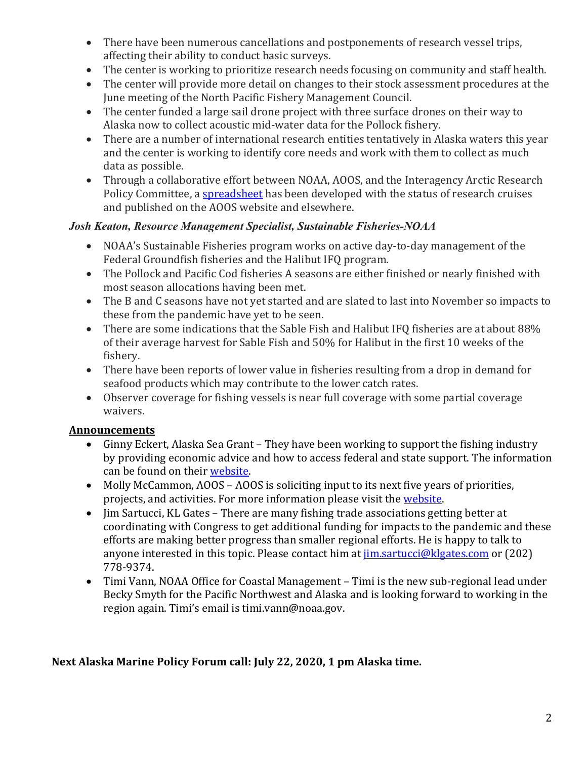- There have been numerous cancellations and postponements of research vessel trips, affecting their ability to conduct basic surveys.
- The center is working to prioritize research needs focusing on community and staff health.
- The center will provide more detail on changes to their stock assessment procedures at the June meeting of the North Pacific Fishery Management Council.
- The center funded a large sail drone project with three surface drones on their way to Alaska now to collect acoustic mid-water data for the Pollock fishery.
- There are a number of international research entities tentatively in Alaska waters this year and the center is working to identify core needs and work with them to collect as much data as possible.
- Through a collaborative effort between NOAA, AOOS, and the Interagency Arctic Research Policy Committee, a spreadsheet has been developed with the status of research cruises and published on the AOOS website and elsewhere.

***Josh Keaton, Resource Management Specialist, Sustainable Fisheries-NOAA***

- NOAA's Sustainable Fisheries program works on active day-to-day management of the Federal Groundfish fisheries and the Halibut IFQ program.
- The Pollock and Pacific Cod fisheries A seasons are either finished or nearly finished with most season allocations having been met.
- The B and C seasons have not yet started and are slated to last into November so impacts to these from the pandemic have yet to be seen.
- There are some indications that the Sable Fish and Halibut IFQ fisheries are at about 88% of their average harvest for Sable Fish and 50% for Halibut in the first 10 weeks of the fishery.
- There have been reports of lower value in fisheries resulting from a drop in demand for seafood products which may contribute to the lower catch rates.
- Observer coverage for fishing vessels is near full coverage with some partial coverage waivers.

## Announcements

- Ginny Eckert, Alaska Sea Grant – They have been working to support the fishing industry by providing economic advice and how to access federal and state support. The information can be found on their website.
- Molly McCammon, AOOS – AOOS is soliciting input to its next five years of priorities, projects, and activities. For more information please visit the website.
- Jim Sartucci, KL Gates – There are many fishing trade associations getting better at coordinating with Congress to get additional funding for impacts to the pandemic and these efforts are making better progress than smaller regional efforts. He is happy to talk to anyone interested in this topic. Please contact him at jim.sartucci@klgates.com or (202) 778-9374.
- Timi Vann, NOAA Office for Coastal Management – Timi is the new sub-regional lead under Becky Smyth for the Pacific Northwest and Alaska and is looking forward to working in the region again. Timi's email is timi.vann@noaa.gov.

**Next Alaska Marine Policy Forum call: July 22, 2020, 1 pm Alaska time.**